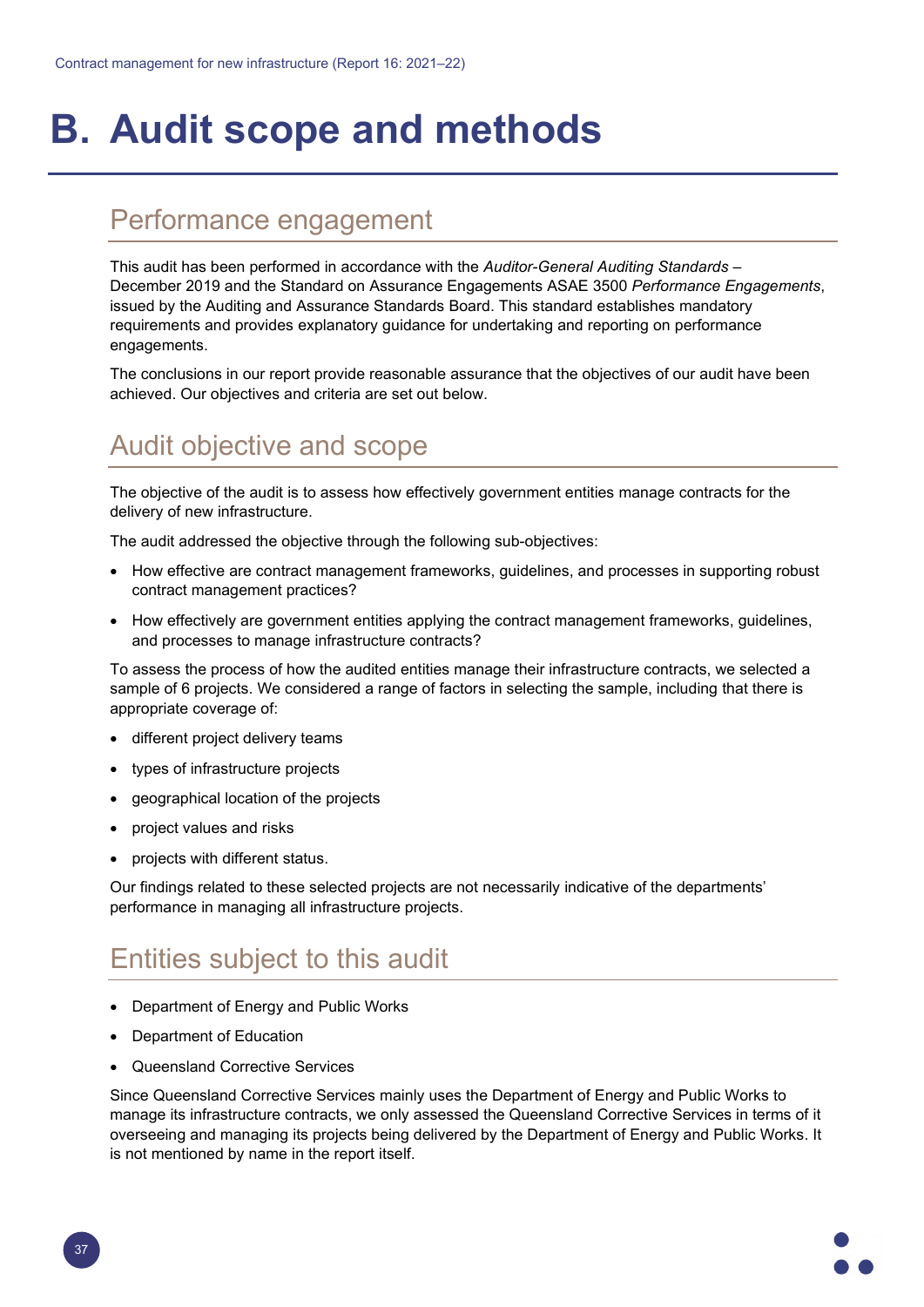# B. Audit scope and methods

## Performance engagement

This audit has been performed in accordance with the *Auditor-General Auditing Standards – December 2019* and the Standard on Assurance Engagements ASAE 3500 *Performance Engagements*, issued by the Auditing and Assurance Standards Board. This standard establishes mandatory requirements and provides explanatory guidance for undertaking and reporting on performance engagements.

The conclusions in our report provide reasonable assurance that the objectives of our audit have been achieved. Our objectives and criteria are set out below.

## Audit objective and scope

The objective of the audit is to assess how effectively government entities manage contracts for the delivery of new infrastructure.

The audit addressed the objective through the following sub-objectives:

- How effective are contract management frameworks, guidelines, and processes in supporting robust contract management practices?
- How effectively are government entities applying the contract management frameworks, guidelines, and processes to manage infrastructure contracts?

To assess the process of how the audited entities manage their infrastructure contracts, we selected a sample of 6 projects. We considered a range of factors in selecting the sample, including that there is appropriate coverage of:

- different project delivery teams
- types of infrastructure projects
- geographical location of the projects
- project values and risks
- projects with different status.

Our findings related to these selected projects are not necessarily indicative of the departments' performance in managing all infrastructure projects.

## Entities subject to this audit

- Department of Energy and Public Works
- Department of Education
- Queensland Corrective Services

Since Queensland Corrective Services mainly uses the Department of Energy and Public Works to manage its infrastructure contracts, we only assessed the Queensland Corrective Services in terms of it overseeing and managing its projects being delivered by the Department of Energy and Public Works. It is not mentioned by name in the report itself.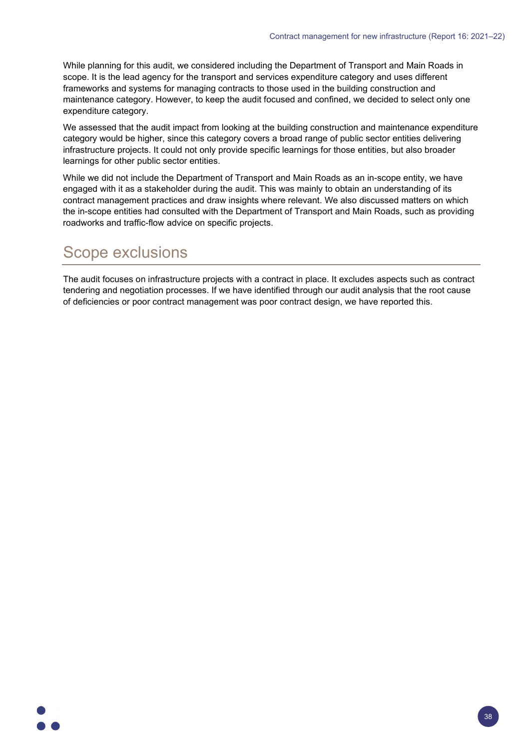While planning for this audit, we considered including the Department of Transport and Main Roads in scope. It is the lead agency for the transport and services expenditure category and uses different frameworks and systems for managing contracts to those used in the building construction and maintenance category. However, to keep the audit focused and confined, we decided to select only one expenditure category.

We assessed that the audit impact from looking at the building construction and maintenance expenditure category would be higher, since this category covers a broad range of public sector entities delivering infrastructure projects. It could not only provide specific learnings for those entities, but also broader learnings for other public sector entities.

While we did not include the Department of Transport and Main Roads as an in-scope entity, we have engaged with it as a stakeholder during the audit. This was mainly to obtain an understanding of its contract management practices and draw insights where relevant. We also discussed matters on which the in-scope entities had consulted with the Department of Transport and Main Roads, such as providing roadworks and traffic-flow advice on specific projects.

## Scope exclusions

The audit focuses on infrastructure projects with a contract in place. It excludes aspects such as contract tendering and negotiation processes. If we have identified through our audit analysis that the root cause of deficiencies or poor contract management was poor contract design, we have reported this.